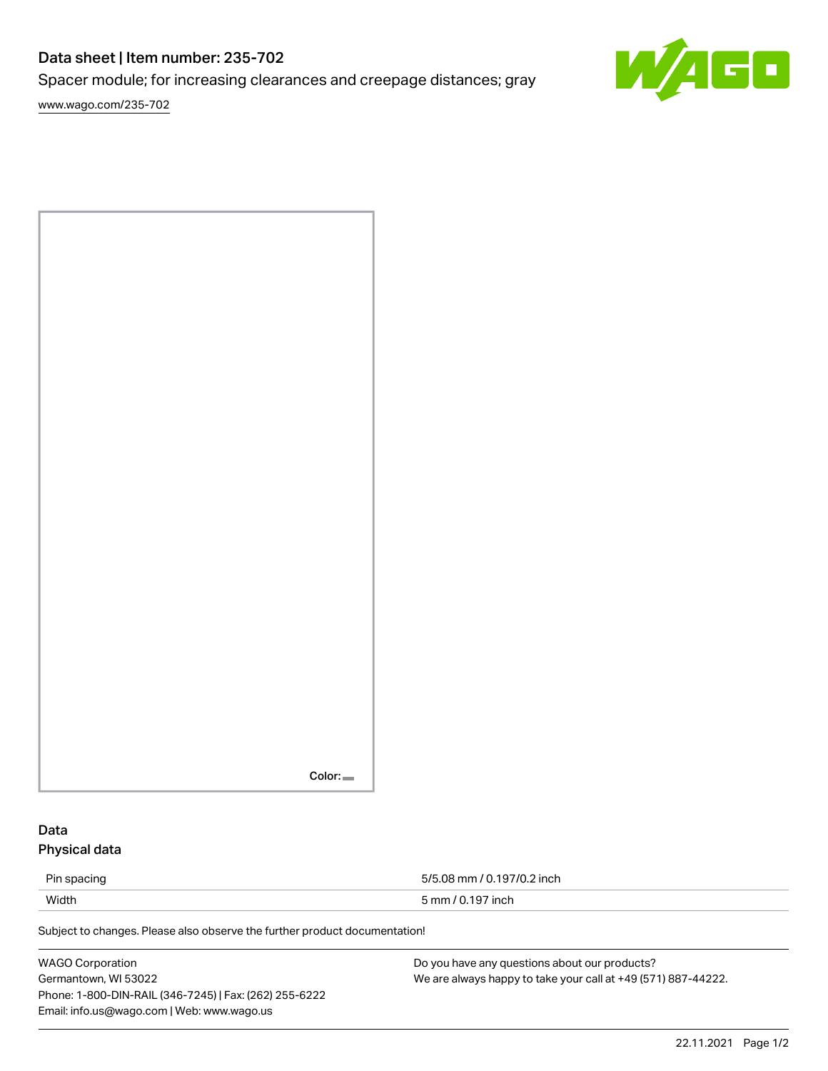# Data sheet | Item number: 235-702

Spacer module; for increasing clearances and creepage distances; gray

[www.wago.com/235-702](www.wago.com/235-702)

Color:

## Data

### Physical data

| Pin spacing | 5/5.08 mm / 0.197/0.2 inch |
|---|---|
| Width | 5 mm / 0.197 inch |

Subject to changes. Please also observe the further product documentation!

WAGO Corporation
Germantown, WI 53022
Phone: 1-800-DIN-RAIL (346-7245) | Fax: (262) 255-6222
Email: info.us@wago.com | Web: www.wago.us

Do you have any questions about our products?
We are always happy to take your call at +49 (571) 887-44222.

22.11.2021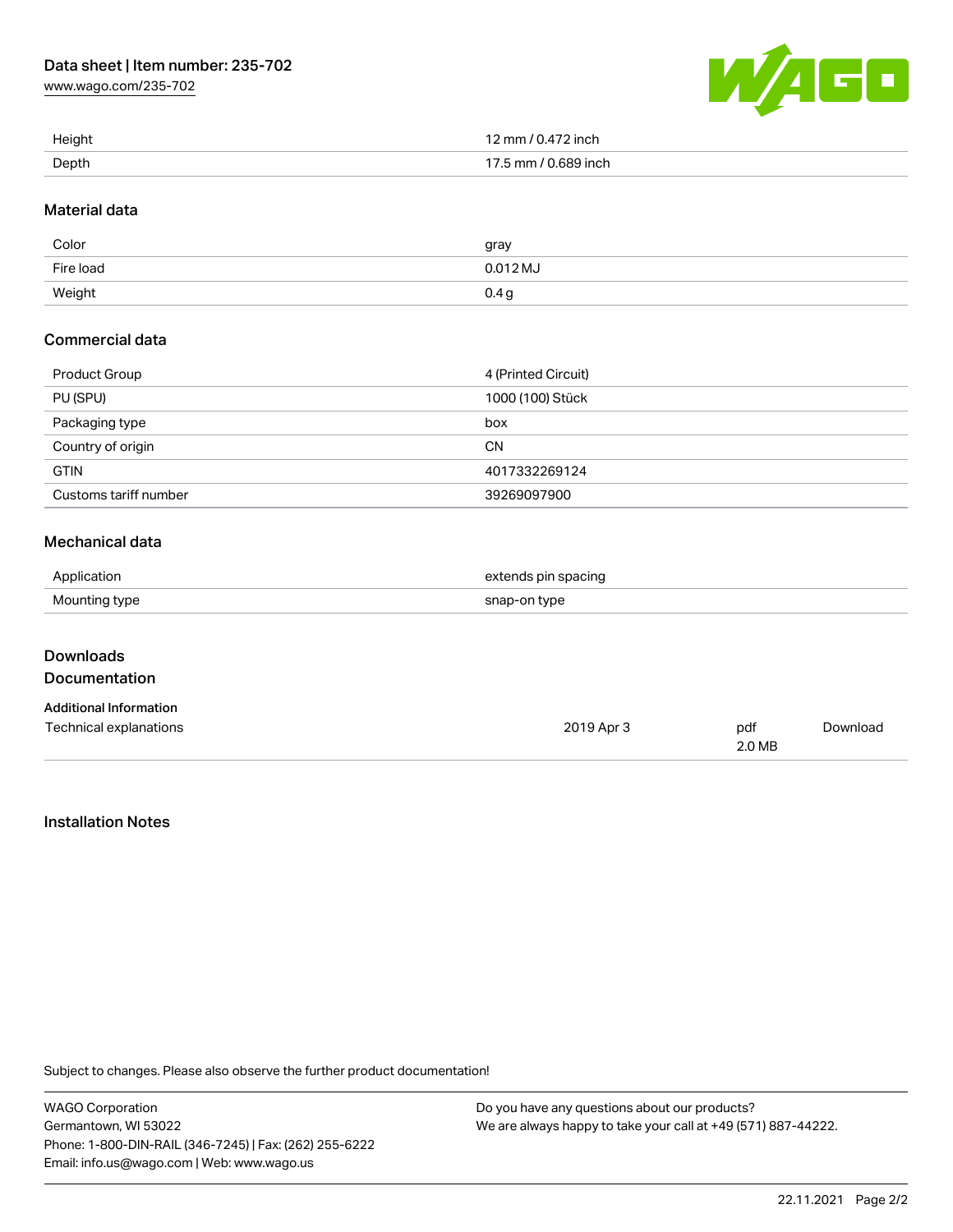| | |
|---|---|
| Height | 12 mm / 0.472 inch |
| Depth | 17.5 mm / 0.689 inch |

## Material data

| | |
|---|---|
| Color | gray |
| Fire load | 0.012 MJ |
| Weight | 0.4 g |

## Commercial data

| | |
|---|---|
| Product Group | 4 (Printed Circuit) |
| PU (SPU) | 1000 (100) Stück |
| Packaging type | box |
| Country of origin | CN |
| GTIN | 4017332269124 |
| Customs tariff number | 39269097900 |

## Mechanical data

| | |
|---|---|
| Application | extends pin spacing |
| Mounting type | snap-on type |

## Downloads
## Documentation

### Additional Information

| | | | |
|---|---|---|---|
| Technical explanations | 2019 Apr 3 | pdf 2.0 MB | Download |

## Installation Notes

Subject to changes. Please also observe the further product documentation!

WAGO Corporation
Germantown, WI 53022
Phone: 1-800-DIN-RAIL (346-7245) | Fax: (262) 255-6222
Email: info.us@wago.com | Web: www.wago.us

Do you have any questions about our products?
We are always happy to take your call at +49 (571) 887-44222.